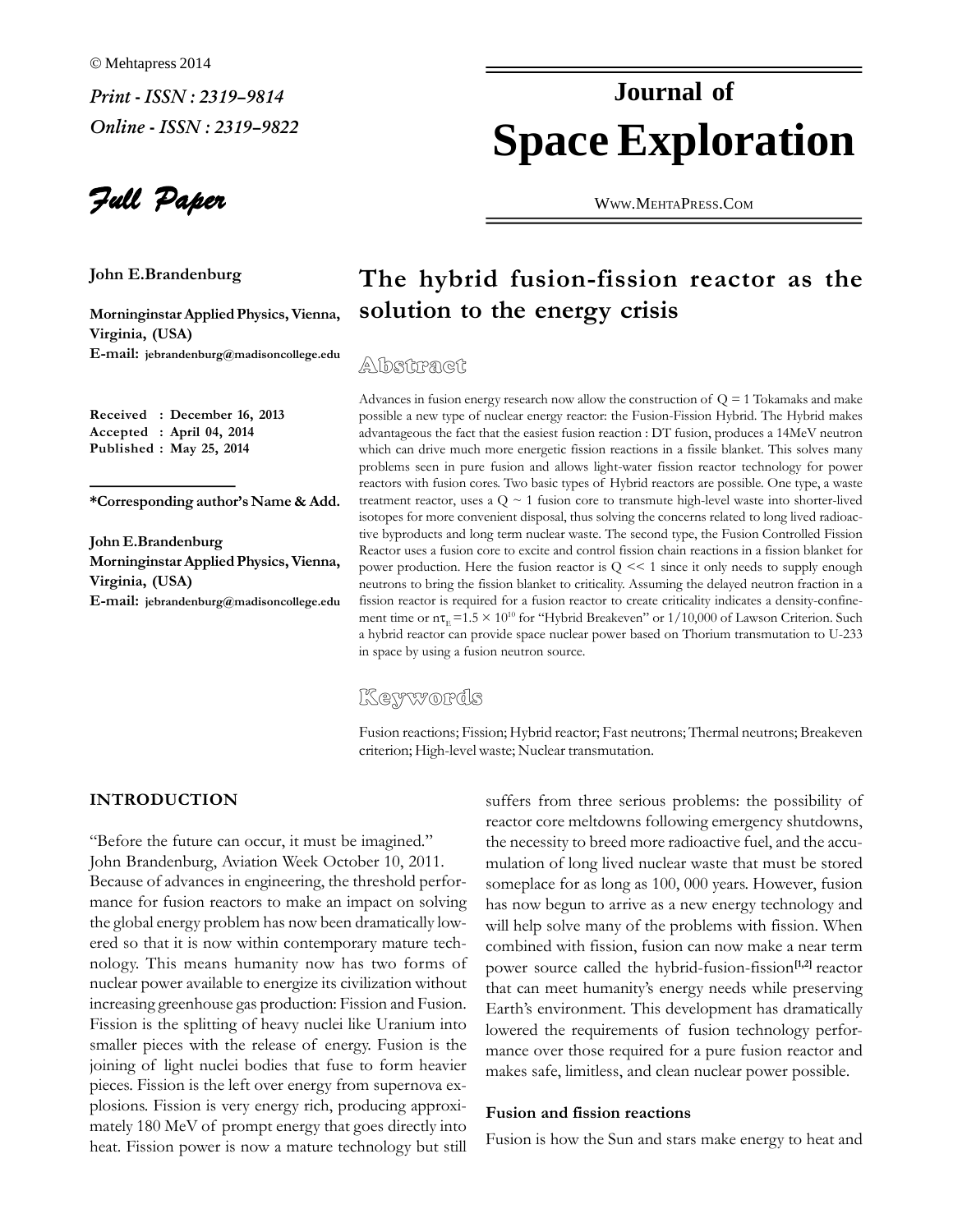© Mehtapress 2014

*Print - ISSN : 2319–9814*

*Online - ISSN : 2319–9822*

# Journal of Space Exploration

WWW.MEHTAPRESS.COM

*Full Paper*

**John E.Brandenburg**

**Morninginstar Applied Physics, Vienna, Virginia, (USA)**

**E-mail: jebrandenburg@madisoncollege.edu**

**Received : December 16, 2013**
**Accepted : April 04, 2014**
**Published : May 25, 2014**

**\*Corresponding author's Name & Add.**

**John E.Brandenburg**
**Morninginstar Applied Physics, Vienna, Virginia, (USA)**
**E-mail: jebrandenburg@madisoncollege.edu**

## The hybrid fusion-fission reactor as the solution to the energy crisis

### Abstract

Advances in fusion energy research now allow the construction of Q = 1 Tokamaks and make possible a new type of nuclear energy reactor: the Fusion-Fission Hybrid. The Hybrid makes advantageous the fact that the easiest fusion reaction : DT fusion, produces a 14MeV neutron which can drive much more energetic fission reactions in a fissile blanket. This solves many problems seen in pure fusion and allows light-water fission reactor technology for power reactors with fusion cores. Two basic types of Hybrid reactors are possible. One type, a waste treatment reactor, uses a Q ~ 1 fusion core to transmute high-level waste into shorter-lived isotopes for more convenient disposal, thus solving the concerns related to long lived radioactive byproducts and long term nuclear waste. The second type, the Fusion Controlled Fission Reactor uses a fusion core to excite and control fission chain reactions in a fission blanket for power production. Here the fusion reactor is Q << 1 since it only needs to supply enough neutrons to bring the fission blanket to criticality. Assuming the delayed neutron fraction in a fission reactor is required for a fusion reactor to create criticality indicates a density-confinement time or $n\tau_E = 1.5 \times 10^{10}$ for "Hybrid Breakeven" or 1/10,000 of Lawson Criterion. Such a hybrid reactor can provide space nuclear power based on Thorium transmutation to U-233 in space by using a fusion neutron source.

### Keywords

Fusion reactions; Fission; Hybrid reactor; Fast neutrons; Thermal neutrons; Breakeven criterion; High-level waste; Nuclear transmutation.

## INTRODUCTION

"Before the future can occur, it must be imagined."
John Brandenburg, Aviation Week October 10, 2011.

Because of advances in engineering, the threshold performance for fusion reactors to make an impact on solving the global energy problem has now been dramatically lowered so that it is now within contemporary mature technology. This means humanity now has two forms of nuclear power available to energize its civilization without increasing greenhouse gas production: Fission and Fusion. Fission is the splitting of heavy nuclei like Uranium into smaller pieces with the release of energy. Fusion is the joining of light nuclei bodies that fuse to form heavier pieces. Fission is the left over energy from supernova explosions. Fission is very energy rich, producing approximately 180 MeV of prompt energy that goes directly into heat. Fission power is now a mature technology but still suffers from three serious problems: the possibility of reactor core meltdowns following emergency shutdowns, the necessity to breed more radioactive fuel, and the accumulation of long lived nuclear waste that must be stored someplace for as long as 100, 000 years. However, fusion has now begun to arrive as a new energy technology and will help solve many of the problems with fission. When combined with fission, fusion can now make a near term power source called the hybrid-fusion-fission[1,2] reactor that can meet humanity's energy needs while preserving Earth's environment. This development has dramatically lowered the requirements of fusion technology performance over those required for a pure fusion reactor and makes safe, limitless, and clean nuclear power possible.

### Fusion and fission reactions

Fusion is how the Sun and stars make energy to heat and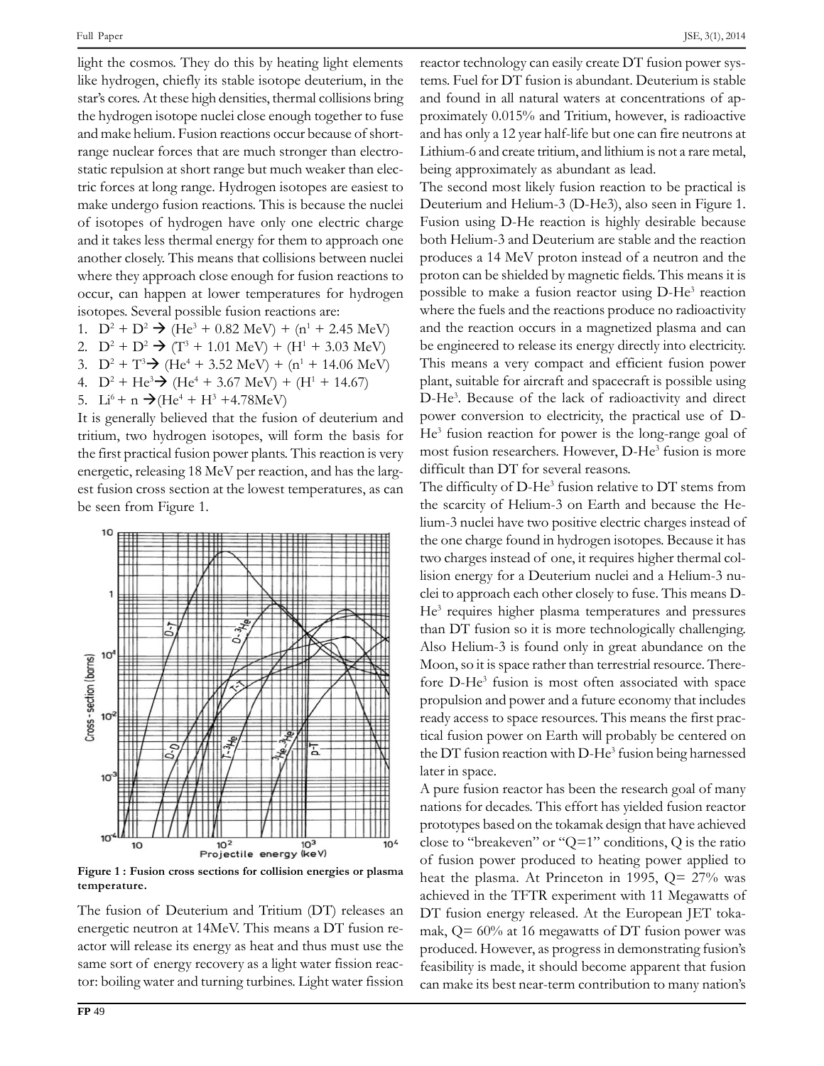light the cosmos. They do this by heating light elements like hydrogen, chiefly its stable isotope deuterium, in the star's cores. At these high densities, thermal collisions bring the hydrogen isotope nuclei close enough together to fuse and make helium. Fusion reactions occur because of short-range nuclear forces that are much stronger than electrostatic repulsion at short range but much weaker than electric forces at long range. Hydrogen isotopes are easiest to make undergo fusion reactions. This is because the nuclei of isotopes of hydrogen have only one electric charge and it takes less thermal energy for them to approach one another closely. This means that collisions between nuclei where they approach close enough for fusion reactions to occur, can happen at lower temperatures for hydrogen isotopes. Several possible fusion reactions are:

1. $D^2 + D^2 \rightarrow (He^3 + 0.82 \text{ MeV}) + (n^1 + 2.45 \text{ MeV})$
2. $D^2 + D^2 \rightarrow (T^3 + 1.01 \text{ MeV}) + (H^1 + 3.03 \text{ MeV})$
3. $D^2 + T^3 \rightarrow (He^4 + 3.52 \text{ MeV}) + (n^1 + 14.06 \text{ MeV})$
4. $D^2 + He^3 \rightarrow (He^4 + 3.67 \text{ MeV}) + (H^1 + 14.67)$
5. $Li^6 + n \rightarrow (He^4 + H^3 + 4.78\text{MeV})$

It is generally believed that the fusion of deuterium and tritium, two hydrogen isotopes, will form the basis for the first practical fusion power plants. This reaction is very energetic, releasing 18 MeV per reaction, and has the largest fusion cross section at the lowest temperatures, as can be seen from Figure 1.

**Figure 1 : Fusion cross sections for collision energies or plasma temperature.**

The fusion of Deuterium and Tritium (DT) releases an energetic neutron at 14MeV. This means a DT fusion reactor will release its energy as heat and thus must use the same sort of energy recovery as a light water fission reactor: boiling water and turning turbines. Light water fission reactor technology can easily create DT fusion power systems. Fuel for DT fusion is abundant. Deuterium is stable and found in all natural waters at concentrations of approximately 0.015% and Tritium, however, is radioactive and has only a 12 year half-life but one can fire neutrons at Lithium-6 and create tritium, and lithium is not a rare metal, being approximately as abundant as lead.

The second most likely fusion reaction to be practical is Deuterium and Helium-3 (D-He3), also seen in Figure 1. Fusion using D-He reaction is highly desirable because both Helium-3 and Deuterium are stable and the reaction produces a 14 MeV proton instead of a neutron and the proton can be shielded by magnetic fields. This means it is possible to make a fusion reactor using D-$He^3$ reaction where the fuels and the reactions produce no radioactivity and the reaction occurs in a magnetized plasma and can be engineered to release its energy directly into electricity. This means a very compact and efficient fusion power plant, suitable for aircraft and spacecraft is possible using D-$He^3$. Because of the lack of radioactivity and direct power conversion to electricity, the practical use of D-$He^3$ fusion reaction for power is the long-range goal of most fusion researchers. However, D-$He^3$ fusion is more difficult than DT for several reasons.

The difficulty of D-$He^3$ fusion relative to DT stems from the scarcity of Helium-3 on Earth and because the Helium-3 nuclei have two positive electric charges instead of the one charge found in hydrogen isotopes. Because it has two charges instead of one, it requires higher thermal collision energy for a Deuterium nuclei and a Helium-3 nuclei to approach each other closely to fuse. This means D-$He^3$ requires higher plasma temperatures and pressures than DT fusion so it is more technologically challenging. Also Helium-3 is found only in great abundance on the Moon, so it is space rather than terrestrial resource. Therefore D-$He^3$ fusion is most often associated with space propulsion and power and a future economy that includes ready access to space resources. This means the first practical fusion power on Earth will probably be centered on the DT fusion reaction with D-$He^3$ fusion being harnessed later in space.

A pure fusion reactor has been the research goal of many nations for decades. This effort has yielded fusion reactor prototypes based on the tokamak design that have achieved close to "breakeven" or "Q=1" conditions, Q is the ratio of fusion power produced to heating power applied to heat the plasma. At Princeton in 1995, Q= 27% was achieved in the TFTR experiment with 11 Megawatts of DT fusion energy released. At the European JET tokamak, Q= 60% at 16 megawatts of DT fusion power was produced. However, as progress in demonstrating fusion's feasibility is made, it should become apparent that fusion can make its best near-term contribution to many nation's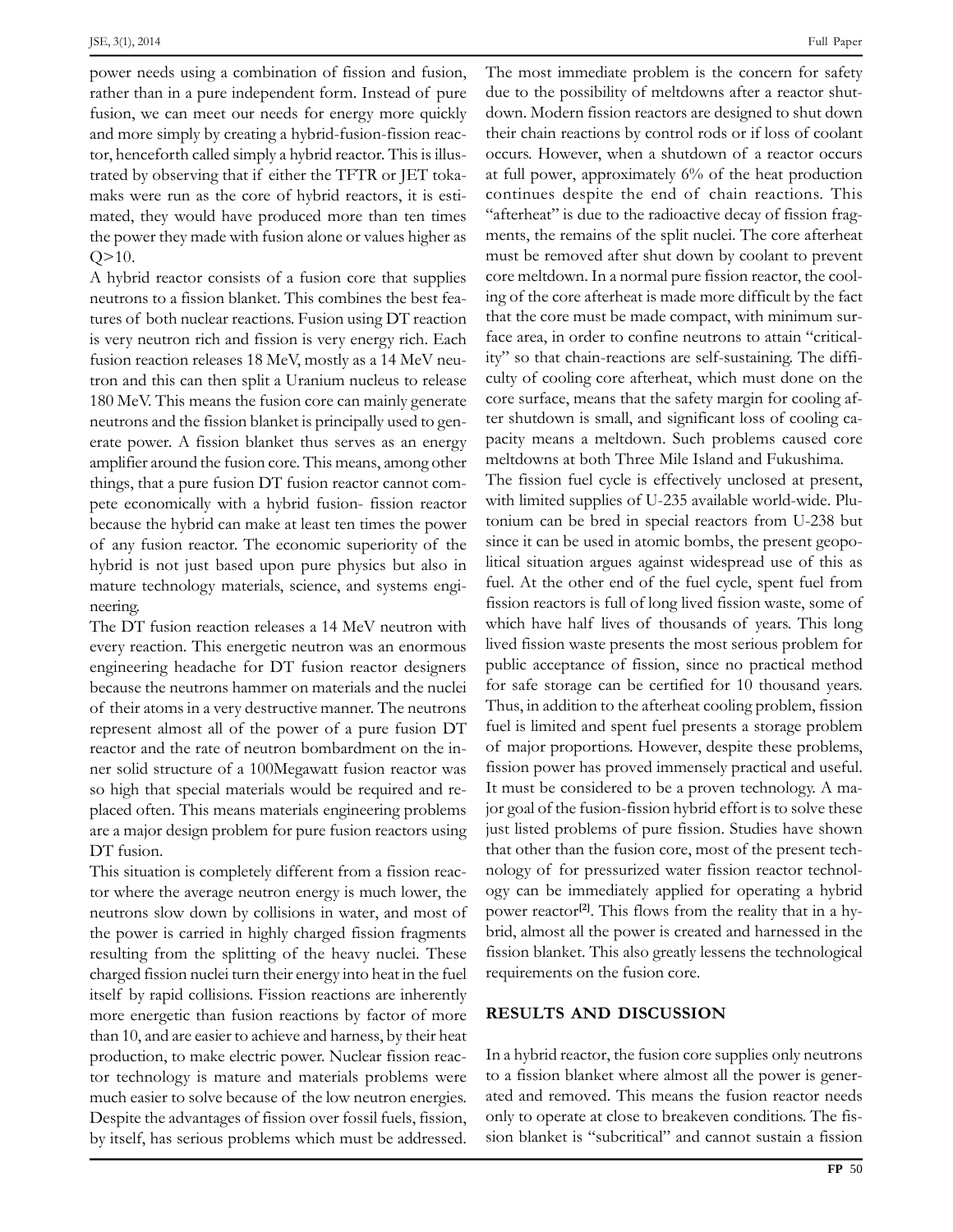power needs using a combination of fission and fusion, rather than in a pure independent form. Instead of pure fusion, we can meet our needs for energy more quickly and more simply by creating a hybrid-fusion-fission reactor, henceforth called simply a hybrid reactor. This is illustrated by observing that if either the TFTR or JET tokamaks were run as the core of hybrid reactors, it is estimated, they would have produced more than ten times the power they made with fusion alone or values higher as Q>10.

A hybrid reactor consists of a fusion core that supplies neutrons to a fission blanket. This combines the best features of both nuclear reactions. Fusion using DT reaction is very neutron rich and fission is very energy rich. Each fusion reaction releases 18 MeV, mostly as a 14 MeV neutron and this can then split a Uranium nucleus to release 180 MeV. This means the fusion core can mainly generate neutrons and the fission blanket is principally used to generate power. A fission blanket thus serves as an energy amplifier around the fusion core. This means, among other things, that a pure fusion DT fusion reactor cannot compete economically with a hybrid fusion- fission reactor because the hybrid can make at least ten times the power of any fusion reactor. The economic superiority of the hybrid is not just based upon pure physics but also in mature technology materials, science, and systems engineering.

The DT fusion reaction releases a 14 MeV neutron with every reaction. This energetic neutron was an enormous engineering headache for DT fusion reactor designers because the neutrons hammer on materials and the nuclei of their atoms in a very destructive manner. The neutrons represent almost all of the power of a pure fusion DT reactor and the rate of neutron bombardment on the inner solid structure of a 100Megawatt fusion reactor was so high that special materials would be required and replaced often. This means materials engineering problems are a major design problem for pure fusion reactors using DT fusion.

This situation is completely different from a fission reactor where the average neutron energy is much lower, the neutrons slow down by collisions in water, and most of the power is carried in highly charged fission fragments resulting from the splitting of the heavy nuclei. These charged fission nuclei turn their energy into heat in the fuel itself by rapid collisions. Fission reactions are inherently more energetic than fusion reactions by factor of more than 10, and are easier to achieve and harness, by their heat production, to make electric power. Nuclear fission reactor technology is mature and materials problems were much easier to solve because of the low neutron energies. Despite the advantages of fission over fossil fuels, fission, by itself, has serious problems which must be addressed.

The most immediate problem is the concern for safety due to the possibility of meltdowns after a reactor shutdown. Modern fission reactors are designed to shut down their chain reactions by control rods or if loss of coolant occurs. However, when a shutdown of a reactor occurs at full power, approximately 6% of the heat production continues despite the end of chain reactions. This "afterheat" is due to the radioactive decay of fission fragments, the remains of the split nuclei. The core afterheat must be removed after shut down by coolant to prevent core meltdown. In a normal pure fission reactor, the cooling of the core afterheat is made more difficult by the fact that the core must be made compact, with minimum surface area, in order to confine neutrons to attain "criticality" so that chain-reactions are self-sustaining. The difficulty of cooling core afterheat, which must done on the core surface, means that the safety margin for cooling after shutdown is small, and significant loss of cooling capacity means a meltdown. Such problems caused core meltdowns at both Three Mile Island and Fukushima.

The fission fuel cycle is effectively unclosed at present, with limited supplies of U-235 available world-wide. Plutonium can be bred in special reactors from U-238 but since it can be used in atomic bombs, the present geopolitical situation argues against widespread use of this as fuel. At the other end of the fuel cycle, spent fuel from fission reactors is full of long lived fission waste, some of which have half lives of thousands of years. This long lived fission waste presents the most serious problem for public acceptance of fission, since no practical method for safe storage can be certified for 10 thousand years. Thus, in addition to the afterheat cooling problem, fission fuel is limited and spent fuel presents a storage problem of major proportions. However, despite these problems, fission power has proved immensely practical and useful. It must be considered to be a proven technology. A major goal of the fusion-fission hybrid effort is to solve these just listed problems of pure fission. Studies have shown that other than the fusion core, most of the present technology of for pressurized water fission reactor technology can be immediately applied for operating a hybrid power reactor[2]. This flows from the reality that in a hybrid, almost all the power is created and harnessed in the fission blanket. This also greatly lessens the technological requirements on the fusion core.

## RESULTS AND DISCUSSION

In a hybrid reactor, the fusion core supplies only neutrons to a fission blanket where almost all the power is generated and removed. This means the fusion reactor needs only to operate at close to breakeven conditions. The fission blanket is "subcritical" and cannot sustain a fission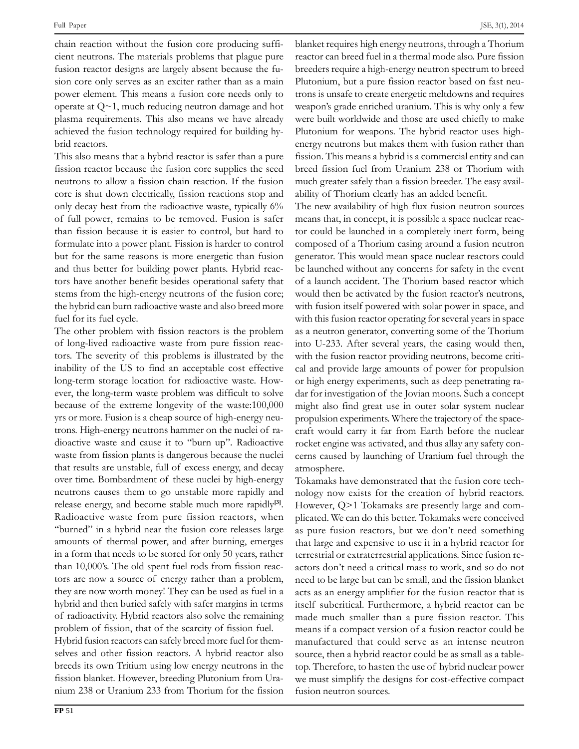chain reaction without the fusion core producing sufficient neutrons. The materials problems that plague pure fusion reactor designs are largely absent because the fusion core only serves as an exciter rather than as a main power element. This means a fusion core needs only to operate at $Q\sim1$, much reducing neutron damage and hot plasma requirements. This also means we have already achieved the fusion technology required for building hybrid reactors.

This also means that a hybrid reactor is safer than a pure fission reactor because the fusion core supplies the seed neutrons to allow a fission chain reaction. If the fusion core is shut down electrically, fission reactions stop and only decay heat from the radioactive waste, typically 6% of full power, remains to be removed. Fusion is safer than fission because it is easier to control, but hard to formulate into a power plant. Fission is harder to control but for the same reasons is more energetic than fusion and thus better for building power plants. Hybrid reactors have another benefit besides operational safety that stems from the high-energy neutrons of the fusion core; the hybrid can burn radioactive waste and also breed more fuel for its fuel cycle.

The other problem with fission reactors is the problem of long-lived radioactive waste from pure fission reactors. The severity of this problems is illustrated by the inability of the US to find an acceptable cost effective long-term storage location for radioactive waste. However, the long-term waste problem was difficult to solve because of the extreme longevity of the waste:100,000 yrs or more. Fusion is a cheap source of high-energy neutrons. High-energy neutrons hammer on the nuclei of radioactive waste and cause it to "burn up". Radioactive waste from fission plants is dangerous because the nuclei that results are unstable, full of excess energy, and decay over time. Bombardment of these nuclei by high-energy neutrons causes them to go unstable more rapidly and release energy, and become stable much more rapidly[3]. Radioactive waste from pure fission reactors, when "burned" in a hybrid near the fusion core releases large amounts of thermal power, and after burning, emerges in a form that needs to be stored for only 50 years, rather than 10,000's. The old spent fuel rods from fission reactors are now a source of energy rather than a problem, they are now worth money! They can be used as fuel in a hybrid and then buried safely with safer margins in terms of radioactivity. Hybrid reactors also solve the remaining problem of fission, that of the scarcity of fission fuel.

Hybrid fusion reactors can safely breed more fuel for themselves and other fission reactors. A hybrid reactor also breeds its own Tritium using low energy neutrons in the fission blanket. However, breeding Plutonium from Uranium 238 or Uranium 233 from Thorium for the fission blanket requires high energy neutrons, through a Thorium reactor can breed fuel in a thermal mode also. Pure fission breeders require a high-energy neutron spectrum to breed Plutonium, but a pure fission reactor based on fast neutrons is unsafe to create energetic meltdowns and requires weapon's grade enriched uranium. This is why only a few were built worldwide and those are used chiefly to make Plutonium for weapons. The hybrid reactor uses high-energy neutrons but makes them with fusion rather than fission. This means a hybrid is a commercial entity and can breed fission fuel from Uranium 238 or Thorium with much greater safely than a fission breeder. The easy availability of Thorium clearly has an added benefit.

The new availability of high flux fusion neutron sources means that, in concept, it is possible a space nuclear reactor could be launched in a completely inert form, being composed of a Thorium casing around a fusion neutron generator. This would mean space nuclear reactors could be launched without any concerns for safety in the event of a launch accident. The Thorium based reactor which would then be activated by the fusion reactor's neutrons, with fusion itself powered with solar power in space, and with this fusion reactor operating for several years in space as a neutron generator, converting some of the Thorium into U-233. After several years, the casing would then, with the fusion reactor providing neutrons, become critical and provide large amounts of power for propulsion or high energy experiments, such as deep penetrating radar for investigation of the Jovian moons. Such a concept might also find great use in outer solar system nuclear propulsion experiments. Where the trajectory of the spacecraft would carry it far from Earth before the nuclear rocket engine was activated, and thus allay any safety concerns caused by launching of Uranium fuel through the atmosphere.

Tokamaks have demonstrated that the fusion core technology now exists for the creation of hybrid reactors. However, $Q>1$ Tokamaks are presently large and complicated. We can do this better. Tokamaks were conceived as pure fusion reactors, but we don't need something that large and expensive to use it in a hybrid reactor for terrestrial or extraterrestrial applications. Since fusion reactors don't need a critical mass to work, and so do not need to be large but can be small, and the fission blanket acts as an energy amplifier for the fusion reactor that is itself subcritical. Furthermore, a hybrid reactor can be made much smaller than a pure fission reactor. This means if a compact version of a fusion reactor could be manufactured that could serve as an intense neutron source, then a hybrid reactor could be as small as a tabletop. Therefore, to hasten the use of hybrid nuclear power we must simplify the designs for cost-effective compact fusion neutron sources.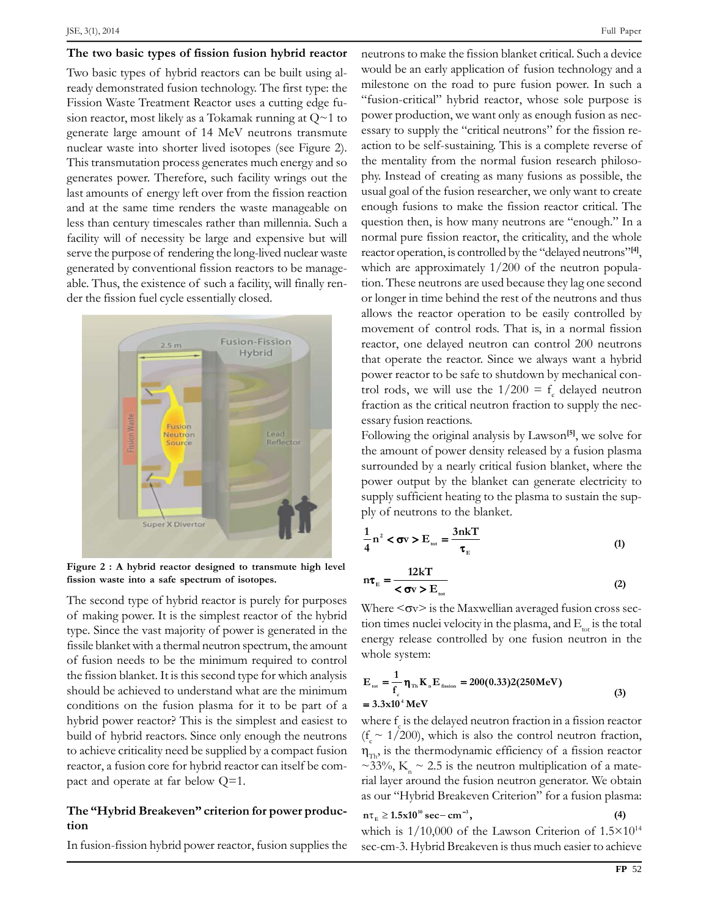## The two basic types of fission fusion hybrid reactor

Two basic types of hybrid reactors can be built using already demonstrated fusion technology. The first type: the Fission Waste Treatment Reactor uses a cutting edge fusion reactor, most likely as a Tokamak running at Q~1 to generate large amount of 14 MeV neutrons transmute nuclear waste into shorter lived isotopes (see Figure 2). This transmutation process generates much energy and so generates power. Therefore, such facility wrings out the last amounts of energy left over from the fission reaction and at the same time renders the waste manageable on less than century timescales rather than millennia. Such a facility will of necessity be large and expensive but will serve the purpose of rendering the long-lived nuclear waste generated by conventional fission reactors to be manageable. Thus, the existence of such a facility, will finally render the fission fuel cycle essentially closed.

**Figure 2 : A hybrid reactor designed to transmute high level fission waste into a safe spectrum of isotopes.**

The second type of hybrid reactor is purely for purposes of making power. It is the simplest reactor of the hybrid type. Since the vast majority of power is generated in the fissile blanket with a thermal neutron spectrum, the amount of fusion needs to be the minimum required to control the fission blanket. It is this second type for which analysis should be achieved to understand what are the minimum conditions on the fusion plasma for it to be part of a hybrid power reactor? This is the simplest and easiest to build of hybrid reactors. Since only enough the neutrons to achieve criticality need be supplied by a compact fusion reactor, a fusion core for hybrid reactor can itself be compact and operate at far below Q=1.

## The "Hybrid Breakeven" criterion for power production

In fusion-fission hybrid power reactor, fusion supplies the neutrons to make the fission blanket critical. Such a device would be an early application of fusion technology and a milestone on the road to pure fusion power. In such a "fusion-critical" hybrid reactor, whose sole purpose is power production, we want only as enough fusion as necessary to supply the "critical neutrons" for the fission reaction to be self-sustaining. This is a complete reverse of the mentality from the normal fusion research philosophy. Instead of creating as many fusions as possible, the usual goal of the fusion researcher, we only want to create enough fusions to make the fission reactor critical. The question then, is how many neutrons are "enough." In a normal pure fission reactor, the criticality, and the whole reactor operation, is controlled by the "delayed neutrons"[4], which are approximately 1/200 of the neutron population. These neutrons are used because they lag one second or longer in time behind the rest of the neutrons and thus allows the reactor operation to be easily controlled by movement of control rods. That is, in a normal fission reactor, one delayed neutron can control 200 neutrons that operate the reactor. Since we always want a hybrid power reactor to be safe to shutdown by mechanical control rods, we will use the $1/200 = f_c$ delayed neutron fraction as the critical neutron fraction to supply the necessary fusion reactions.

Following the original analysis by Lawson[5], we solve for the amount of power density released by a fusion plasma surrounded by a nearly critical fusion blanket, where the power output by the blanket can generate electricity to supply sufficient heating to the plasma to sustain the supply of neutrons to the blanket.

$$\frac{1}{4}n^2 < \sigma v > E_{tot} = \frac{3nkT}{\tau_E} \tag{1}$$

$$n\tau_E = \frac{12kT}{< \sigma v > E_{tot}} \tag{2}$$

Where $<\sigma v>$ is the Maxwellian averaged fusion cross section times nuclei velocity in the plasma, and $E_{tot}$ is the total energy release controlled by one fusion neutron in the whole system:

$$E_{tot} = \frac{1}{f_c}\eta_{Th} K_n E_{fission} = 200(0.33)2(250\text{MeV}) = 3.3\text{x}10^4\ \text{MeV} \tag{3}$$

where $f_c$ is the delayed neutron fraction in a fission reactor ($f_c \sim 1/200$), which is also the control neutron fraction, $\eta_{Th}$, is the thermodynamic efficiency of a fission reactor ~33%, $K_n \sim 2.5$ is the neutron multiplication of a material layer around the fusion neutron generator. We obtain as our "Hybrid Breakeven Criterion" for a fusion plasma:

$$n\tau_E \geq 1.5\text{x}10^{10}\ \text{sec} - \text{cm}^{-3}, \tag{4}$$

which is 1/10,000 of the Lawson Criterion of $1.5\times10^{14}$ sec-cm-3. Hybrid Breakeven is thus much easier to achieve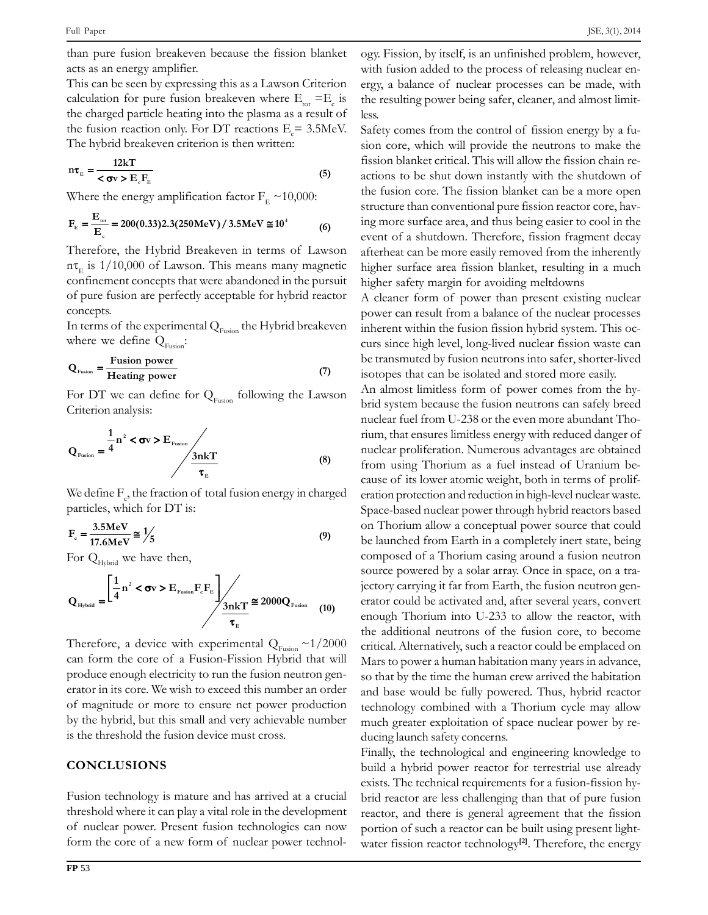than pure fusion breakeven because the fission blanket acts as an energy amplifier.

This can be seen by expressing this as a Lawson Criterion calculation for pure fusion breakeven where $E_{tot} = E_c$ is the charged particle heating into the plasma as a result of the fusion reaction only. For DT reactions $E_c = 3.5$MeV. The hybrid breakeven criterion is then written:

$$n\tau_E = \frac{12kT}{<\sigma v> E_c F_E} \tag{5}$$

Where the energy amplification factor $F_E \sim 10{,}000$:

$$F_E = \frac{E_{tot}}{E_c} = 200(0.33)2.3(250\text{MeV})/3.5\text{MeV} \cong 10^4 \tag{6}$$

Therefore, the Hybrid Breakeven in terms of Lawson $n\tau_E$ is 1/10,000 of Lawson. This means many magnetic confinement concepts that were abandoned in the pursuit of pure fusion are perfectly acceptable for hybrid reactor concepts.

In terms of the experimental $Q_{Fusion}$ the Hybrid breakeven where we define $Q_{Fusion}$:

$$Q_{Fusion} = \frac{\text{Fusion power}}{\text{Heating power}} \tag{7}$$

For DT we can define for $Q_{Fusion}$ following the Lawson Criterion analysis:

$$Q_{Fusion} = \frac{\frac{1}{4}n^2 <\sigma v> E_{Fusion}}{\frac{3nkT}{\tau_E}} \tag{8}$$

We define $F_c$, the fraction of total fusion energy in charged particles, which for DT is:

$$F_c = \frac{3.5\text{MeV}}{17.6\text{MeV}} \cong 1/5 \tag{9}$$

For $Q_{Hybrid}$ we have then,

$$Q_{Hybrid} = \frac{\left[\frac{1}{4}n^2 <\sigma v> E_{Fusion} F_c F_E\right]}{\frac{3nkT}{\tau_E}} \cong 2000 Q_{Fusion} \tag{10}$$

Therefore, a device with experimental $Q_{Fusion} \sim 1/2000$ can form the core of a Fusion-Fission Hybrid that will produce enough electricity to run the fusion neutron generator in its core. We wish to exceed this number an order of magnitude or more to ensure net power production by the hybrid, but this small and very achievable number is the threshold the fusion device must cross.

## CONCLUSIONS

Fusion technology is mature and has arrived at a crucial threshold where it can play a vital role in the development of nuclear power. Present fusion technologies can now form the core of a new form of nuclear power technology. Fission, by itself, is an unfinished problem, however, with fusion added to the process of releasing nuclear energy, a balance of nuclear processes can be made, with the resulting power being safer, cleaner, and almost limitless.

Safety comes from the control of fission energy by a fusion core, which will provide the neutrons to make the fission blanket critical. This will allow the fission chain reactions to be shut down instantly with the shutdown of the fusion core. The fission blanket can be a more open structure than conventional pure fission reactor core, having more surface area, and thus being easier to cool in the event of a shutdown. Therefore, fission fragment decay afterheat can be more easily removed from the inherently higher surface area fission blanket, resulting in a much higher safety margin for avoiding meltdowns

A cleaner form of power than present existing nuclear power can result from a balance of the nuclear processes inherent within the fusion fission hybrid system. This occurs since high level, long-lived nuclear fission waste can be transmuted by fusion neutrons into safer, shorter-lived isotopes that can be isolated and stored more easily.

An almost limitless form of power comes from the hybrid system because the fusion neutrons can safely breed nuclear fuel from U-238 or the even more abundant Thorium, that ensures limitless energy with reduced danger of nuclear proliferation. Numerous advantages are obtained from using Thorium as a fuel instead of Uranium because of its lower atomic weight, both in terms of proliferation protection and reduction in high-level nuclear waste. Space-based nuclear power through hybrid reactors based on Thorium allow a conceptual power source that could be launched from Earth in a completely inert state, being composed of a Thorium casing around a fusion neutron source powered by a solar array. Once in space, on a trajectory carrying it far from Earth, the fusion neutron generator could be activated and, after several years, convert enough Thorium into U-233 to allow the reactor, with the additional neutrons of the fusion core, to become critical. Alternatively, such a reactor could be emplaced on Mars to power a human habitation many years in advance, so that by the time the human crew arrived the habitation and base would be fully powered. Thus, hybrid reactor technology combined with a Thorium cycle may allow much greater exploitation of space nuclear power by reducing launch safety concerns.

Finally, the technological and engineering knowledge to build a hybrid power reactor for terrestrial use already exists. The technical requirements for a fusion-fission hybrid reactor are less challenging than that of pure fusion reactor, and there is general agreement that the fission portion of such a reactor can be built using present light-water fission reactor technology[2]. Therefore, the energy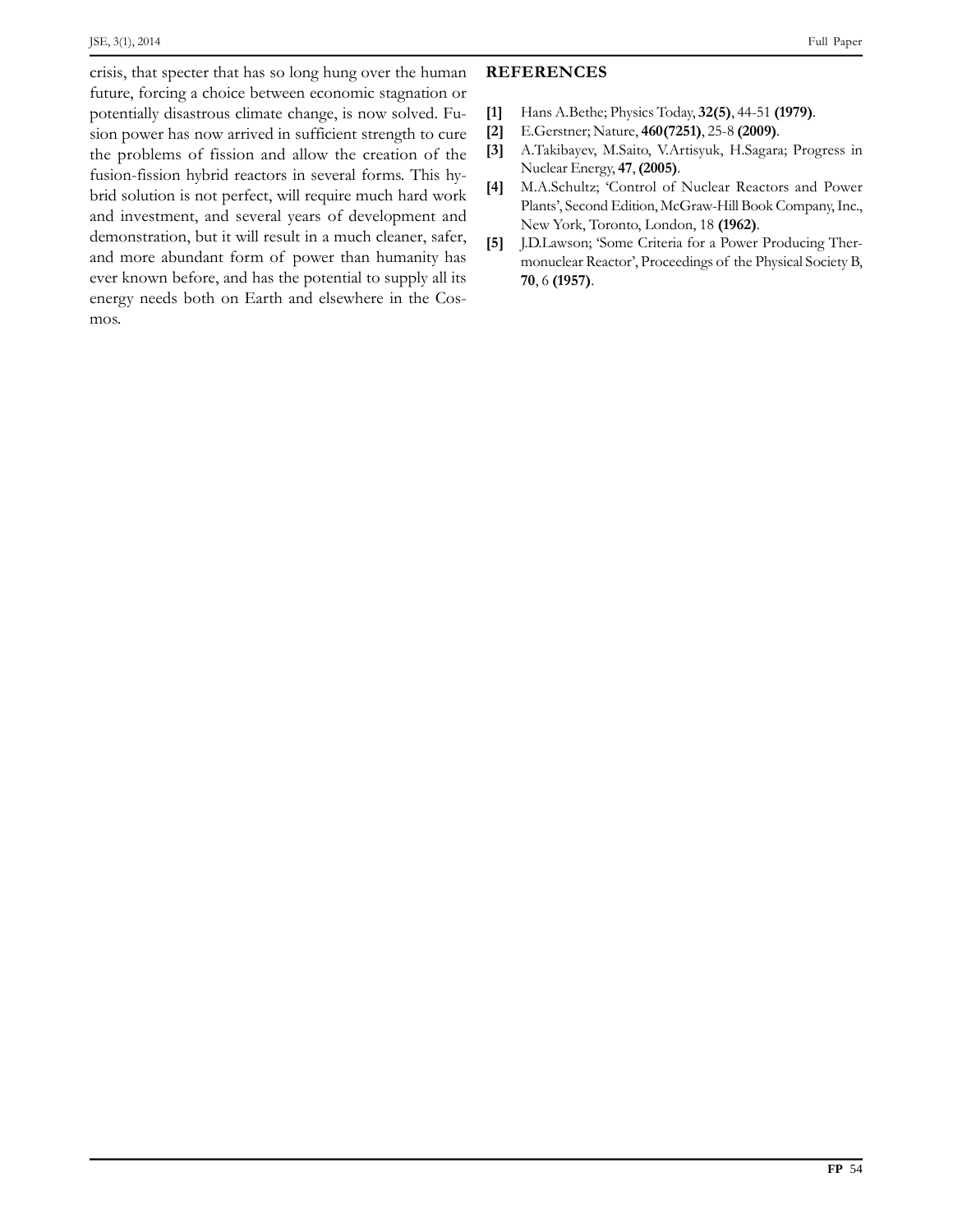crisis, that specter that has so long hung over the human future, forcing a choice between economic stagnation or potentially disastrous climate change, is now solved. Fusion power has now arrived in sufficient strength to cure the problems of fission and allow the creation of the fusion-fission hybrid reactors in several forms. This hybrid solution is not perfect, will require much hard work and investment, and several years of development and demonstration, but it will result in a much cleaner, safer, and more abundant form of power than humanity has ever known before, and has the potential to supply all its energy needs both on Earth and elsewhere in the Cosmos.

## REFERENCES

**[1]** Hans A.Bethe; Physics Today, **32(5)**, 44-51 **(1979)**.

**[2]** E.Gerstner; Nature, **460(7251)**, 25-8 **(2009)**.

**[3]** A.Takibayev, M.Saito, V.Artisyuk, H.Sagara; Progress in Nuclear Energy, **47**, **(2005)**.

**[4]** M.A.Schultz; 'Control of Nuclear Reactors and Power Plants', Second Edition, McGraw-Hill Book Company, Inc., New York, Toronto, London, 18 **(1962)**.

**[5]** J.D.Lawson; 'Some Criteria for a Power Producing Thermonuclear Reactor', Proceedings of the Physical Society B, **70**, 6 **(1957)**.